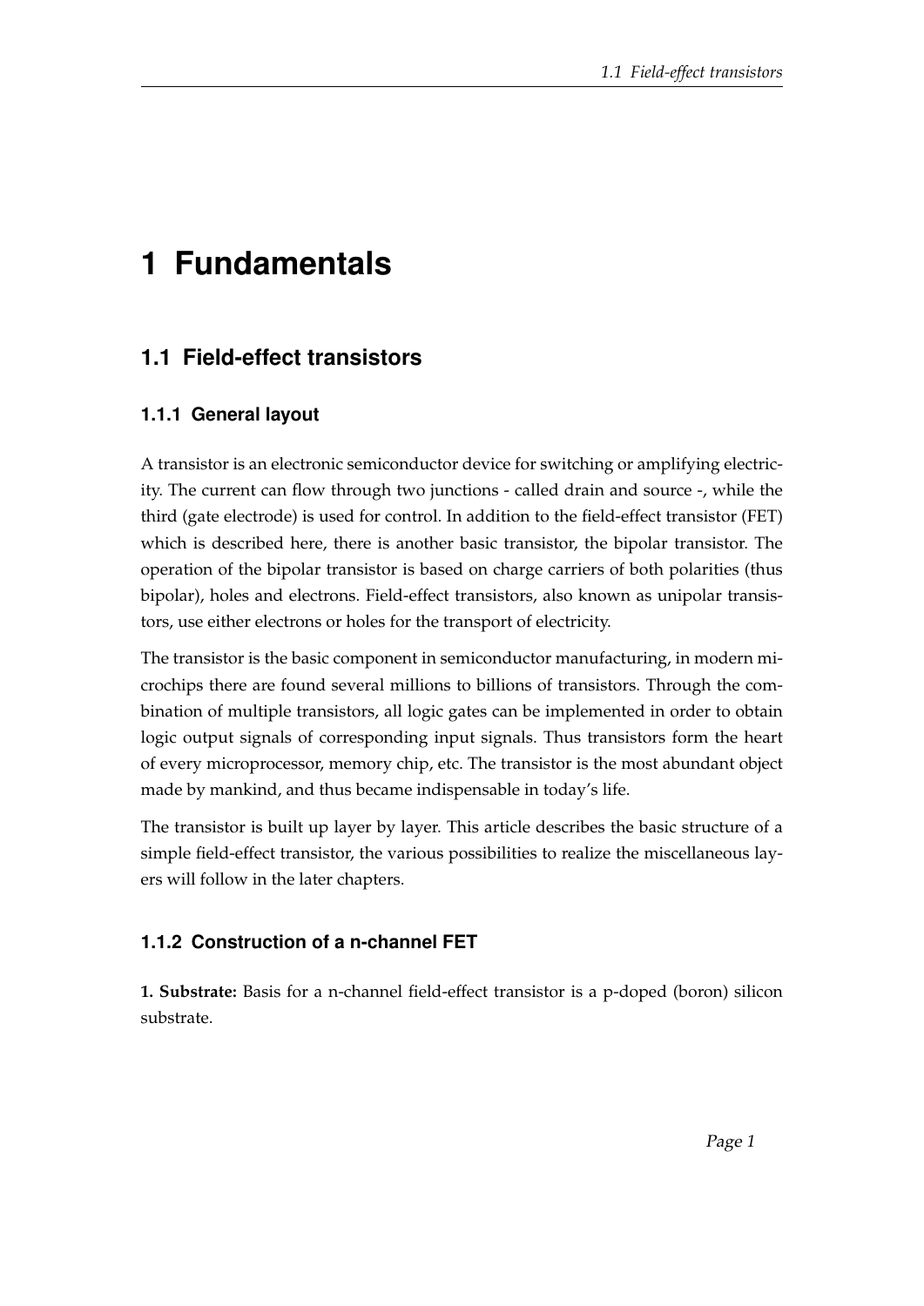# 1 Fundamentals

## 1.1 Field-effect transistors

### 1.1.1 General layout

A transistor is an electronic semiconductor device for switching or amplifying electricity. The current can flow through two junctions - called drain and source -, while the third (gate electrode) is used for control. In addition to the field-effect transistor (FET) which is described here, there is another basic transistor, the bipolar transistor. The operation of the bipolar transistor is based on charge carriers of both polarities (thus bipolar), holes and electrons. Field-effect transistors, also known as unipolar transistors, use either electrons or holes for the transport of electricity.

The transistor is the basic component in semiconductor manufacturing, in modern microchips there are found several millions to billions of transistors. Through the combination of multiple transistors, all logic gates can be implemented in order to obtain logic output signals of corresponding input signals. Thus transistors form the heart of every microprocessor, memory chip, etc. The transistor is the most abundant object made by mankind, and thus became indispensable in today's life.

The transistor is built up layer by layer. This article describes the basic structure of a simple field-effect transistor, the various possibilities to realize the miscellaneous layers will follow in the later chapters.

### 1.1.2 Construction of a n-channel FET

**1. Substrate:** Basis for a n-channel field-effect transistor is a p-doped (boron) silicon substrate.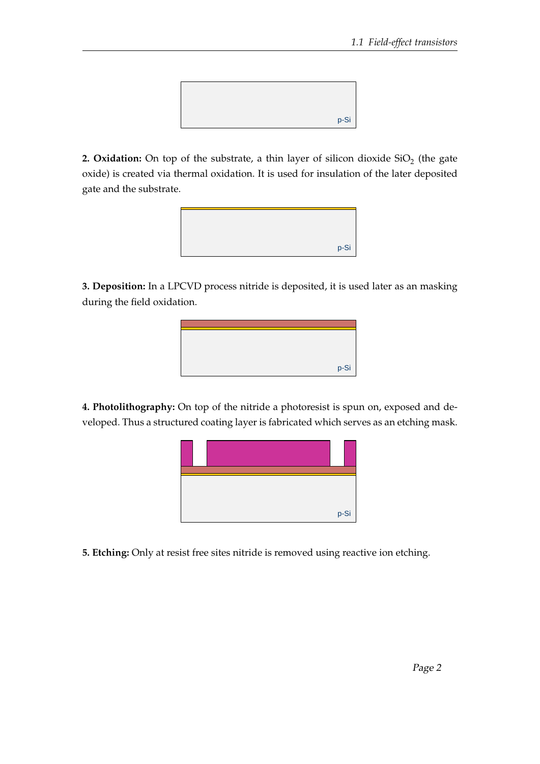p-Si

**2. Oxidation:** On top of the substrate, a thin layer of silicon dioxide $SiO_2$ (the gate oxide) is created via thermal oxidation. It is used for insulation of the later deposited gate and the substrate.

p-Si

**3. Deposition:** In a LPCVD process nitride is deposited, it is used later as an masking during the field oxidation.

p-Si

**4. Photolithography:** On top of the nitride a photoresist is spun on, exposed and developed. Thus a structured coating layer is fabricated which serves as an etching mask.

p-Si

**5. Etching:** Only at resist free sites nitride is removed using reactive ion etching.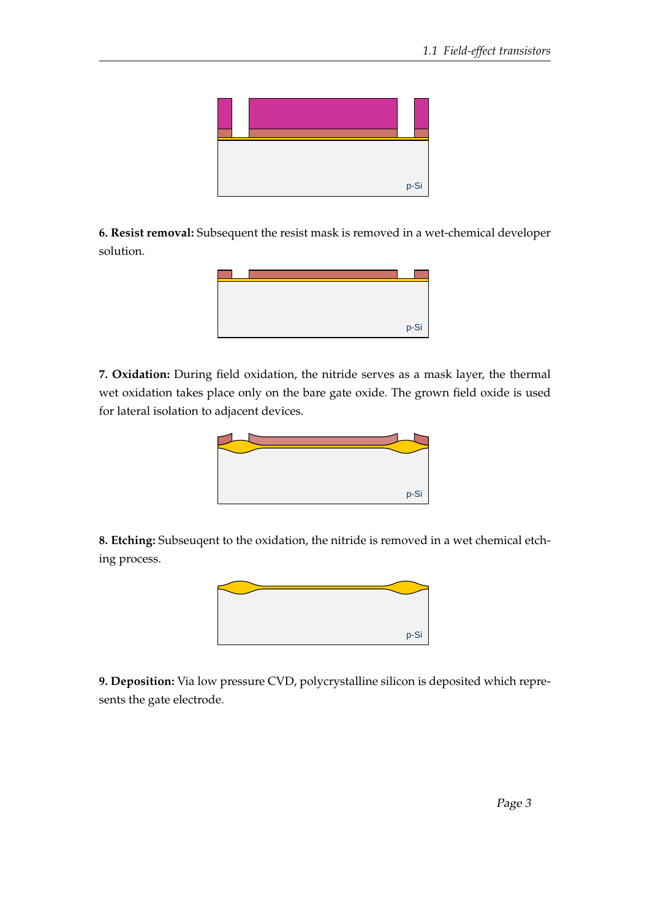**6. Resist removal:** Subsequent the resist mask is removed in a wet-chemical developer solution.

**7. Oxidation:** During field oxidation, the nitride serves as a mask layer, the thermal wet oxidation takes place only on the bare gate oxide. The grown field oxide is used for lateral isolation to adjacent devices.

**8. Etching:** Subseuqent to the oxidation, the nitride is removed in a wet chemical etching process.

**9. Deposition:** Via low pressure CVD, polycrystalline silicon is deposited which represents the gate electrode.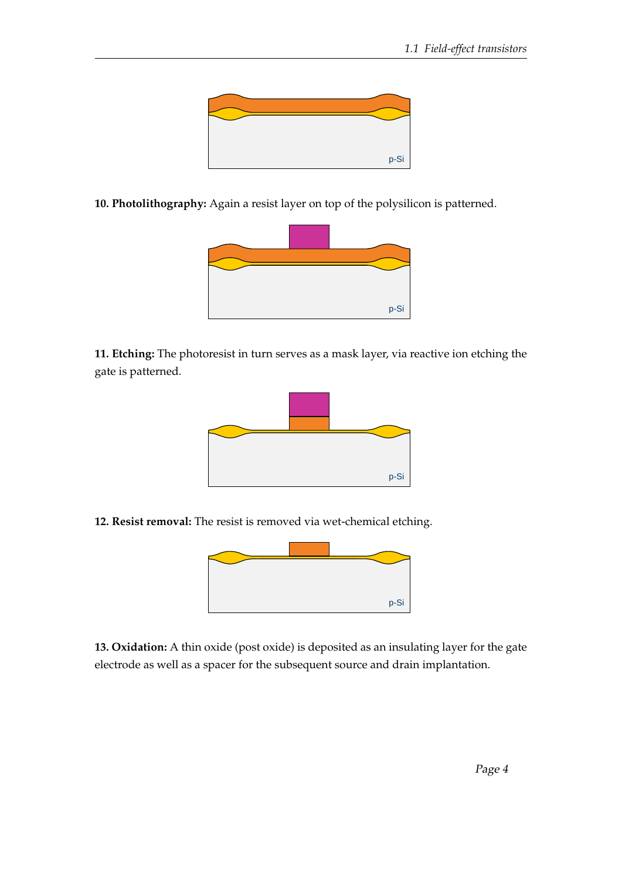**10. Photolithography:** Again a resist layer on top of the polysilicon is patterned.

**11. Etching:** The photoresist in turn serves as a mask layer, via reactive ion etching the gate is patterned.

**12. Resist removal:** The resist is removed via wet-chemical etching.

**13. Oxidation:** A thin oxide (post oxide) is deposited as an insulating layer for the gate electrode as well as a spacer for the subsequent source and drain implantation.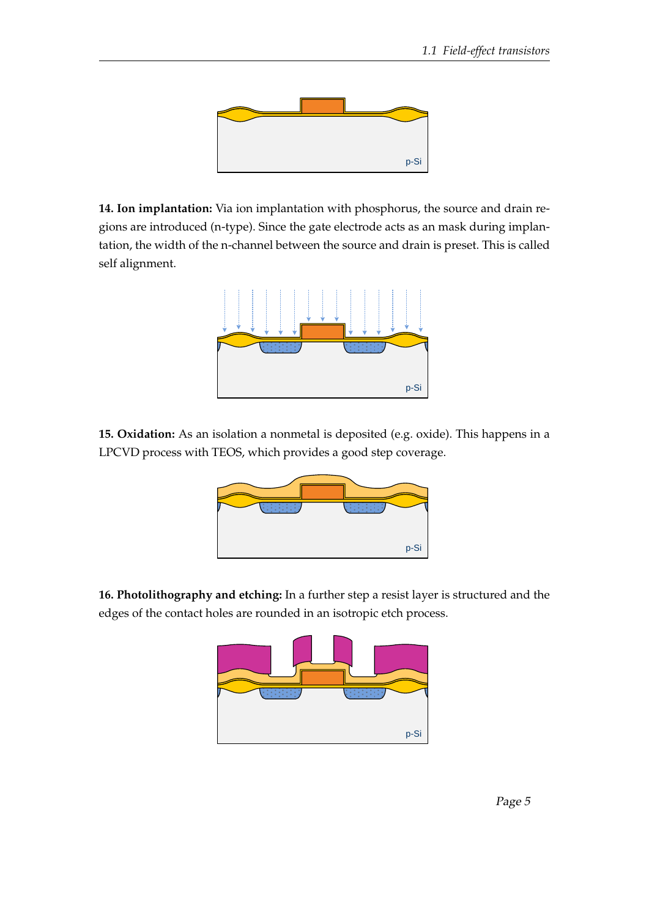**14. Ion implantation:** Via ion implantation with phosphorus, the source and drain regions are introduced (n-type). Since the gate electrode acts as an mask during implantation, the width of the n-channel between the source and drain is preset. This is called self alignment.

**15. Oxidation:** As an isolation a nonmetal is deposited (e.g. oxide). This happens in a LPCVD process with TEOS, which provides a good step coverage.

**16. Photolithography and etching:** In a further step a resist layer is structured and the edges of the contact holes are rounded in an isotropic etch process.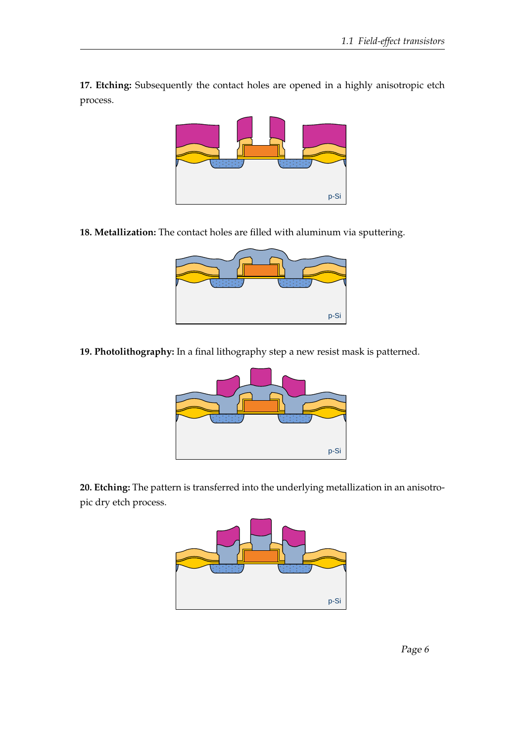**17. Etching:** Subsequently the contact holes are opened in a highly anisotropic etch process.

p-Si

**18. Metallization:** The contact holes are filled with aluminum via sputtering.

p-Si

**19. Photolithography:** In a final lithography step a new resist mask is patterned.

p-Si

**20. Etching:** The pattern is transferred into the underlying metallization in an anisotropic dry etch process.

p-Si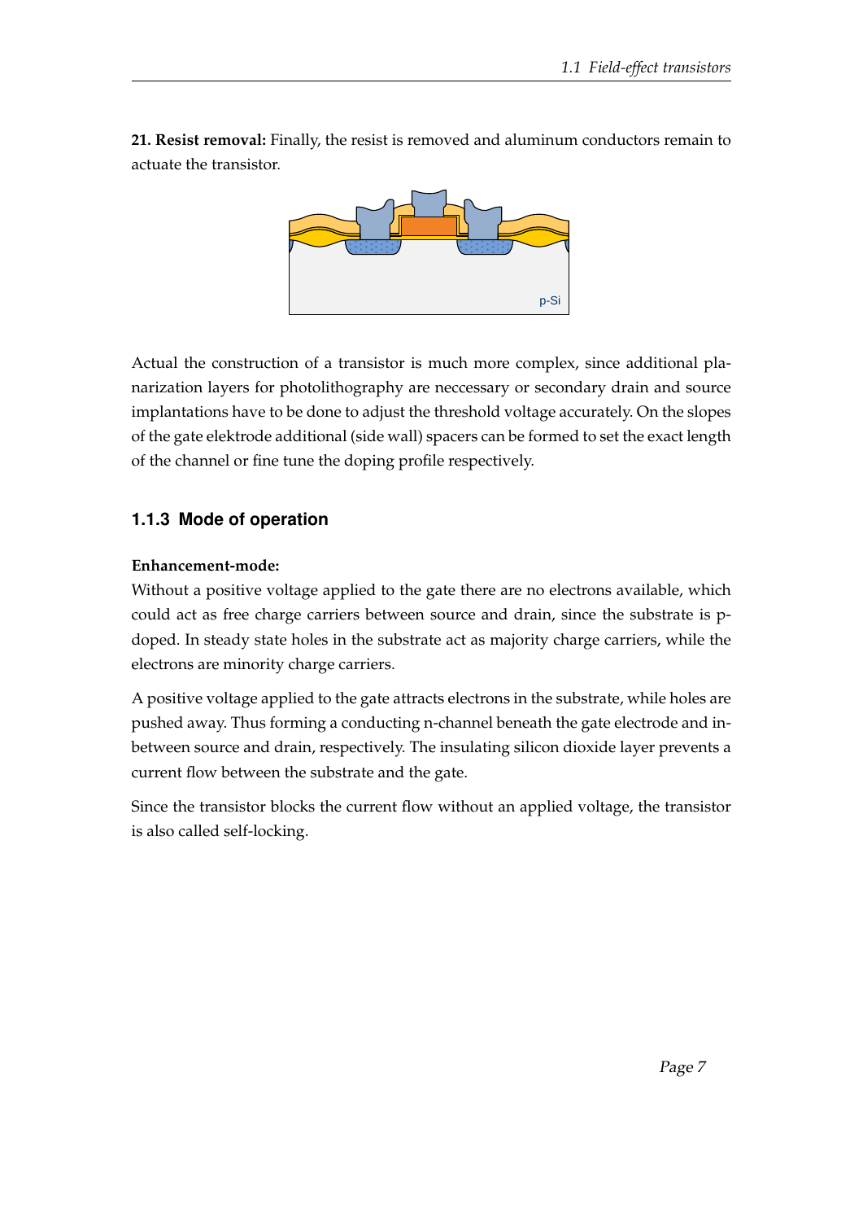**21. Resist removal:** Finally, the resist is removed and aluminum conductors remain to actuate the transistor.

Actual the construction of a transistor is much more complex, since additional planarization layers for photolithography are neccessary or secondary drain and source implantations have to be done to adjust the threshold voltage accurately. On the slopes of the gate elektrode additional (side wall) spacers can be formed to set the exact length of the channel or fine tune the doping profile respectively.

### 1.1.3 Mode of operation

**Enhancement-mode:**

Without a positive voltage applied to the gate there are no electrons available, which could act as free charge carriers between source and drain, since the substrate is p-doped. In steady state holes in the substrate act as majority charge carriers, while the electrons are minority charge carriers.

A positive voltage applied to the gate attracts electrons in the substrate, while holes are pushed away. Thus forming a conducting n-channel beneath the gate electrode and in-between source and drain, respectively. The insulating silicon dioxide layer prevents a current flow between the substrate and the gate.

Since the transistor blocks the current flow without an applied voltage, the transistor is also called self-locking.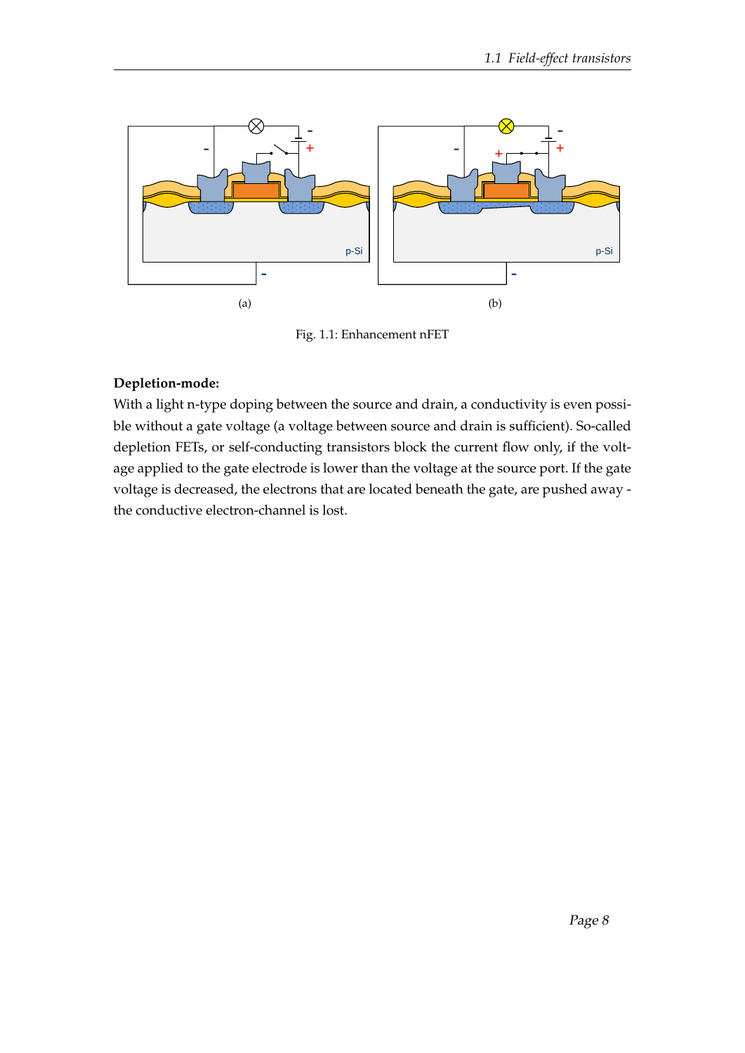(a)

(b)

Fig. 1.1: Enhancement nFET

**Depletion-mode:**

With a light n-type doping between the source and drain, a conductivity is even possible without a gate voltage (a voltage between source and drain is sufficient). So-called depletion FETs, or self-conducting transistors block the current flow only, if the voltage applied to the gate electrode is lower than the voltage at the source port. If the gate voltage is decreased, the electrons that are located beneath the gate, are pushed away - the conductive electron-channel is lost.